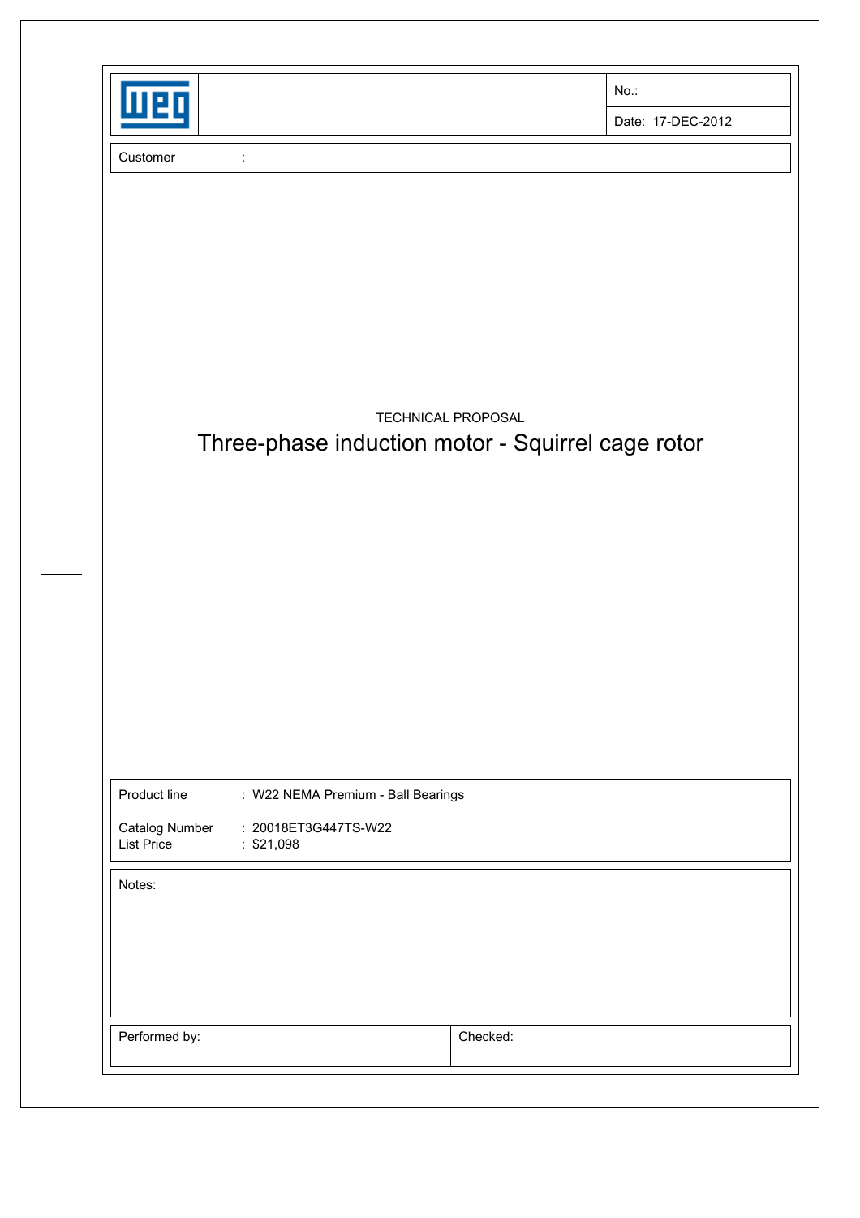| | | No.: |
|---|---|---|
| | | Date: 17-DEC-2012 |

Customer :

TECHNICAL PROPOSAL

# Three-phase induction motor - Squirrel cage rotor

Product line : W22 NEMA Premium - Ball Bearings

Catalog Number : 20018ET3G447TS-W22
List Price : $21,098

Notes:

| Performed by: | Checked: |
|---|---|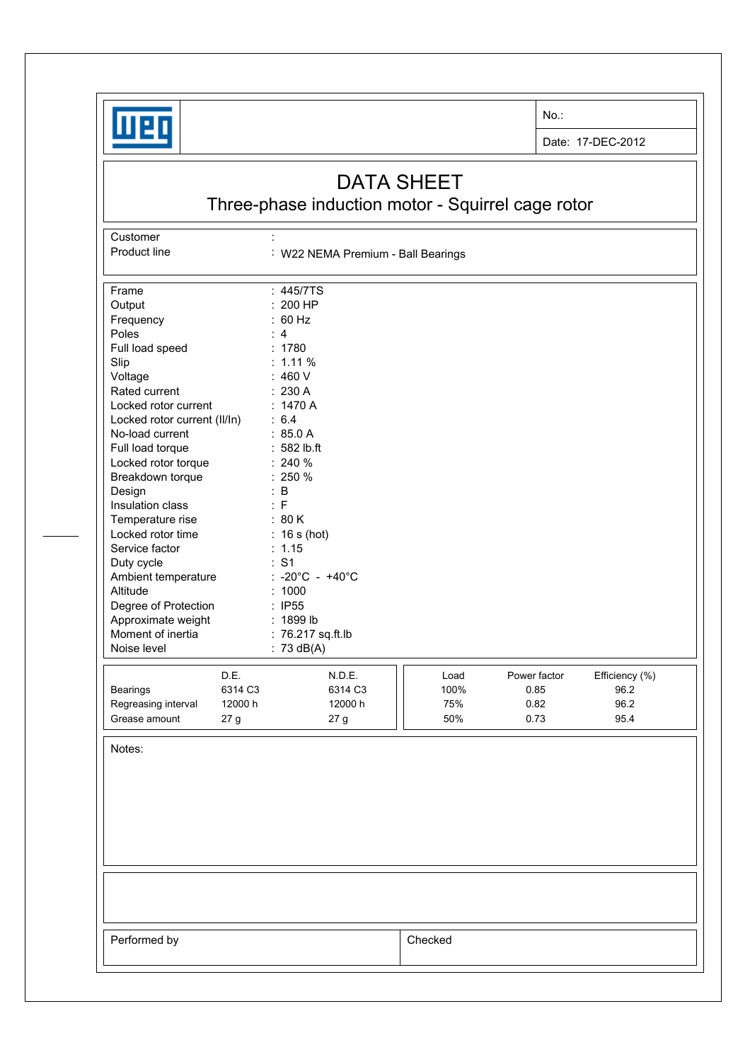| | | No.: |
|---|---|---|
| | | Date: 17-DEC-2012 |

# DATA SHEET

## Three-phase induction motor - Squirrel cage rotor

| | |
|---|---|
| Customer | : |
| Product line | : W22 NEMA Premium - Ball Bearings |

| | |
|---|---|
| Frame | : 445/7TS |
| Output | : 200 HP |
| Frequency | : 60 Hz |
| Poles | : 4 |
| Full load speed | : 1780 |
| Slip | : 1.11 % |
| Voltage | : 460 V |
| Rated current | : 230 A |
| Locked rotor current | : 1470 A |
| Locked rotor current (Il/In) | : 6.4 |
| No-load current | : 85.0 A |
| Full load torque | : 582 lb.ft |
| Locked rotor torque | : 240 % |
| Breakdown torque | : 250 % |
| Design | : B |
| Insulation class | : F |
| Temperature rise | : 80 K |
| Locked rotor time | : 16 s (hot) |
| Service factor | : 1.15 |
| Duty cycle | : S1 |
| Ambient temperature | : -20°C - +40°C |
| Altitude | : 1000 |
| Degree of Protection | : IP55 |
| Approximate weight | : 1899 lb |
| Moment of inertia | : 76.217 sq.ft.lb |
| Noise level | : 73 dB(A) |

| | D.E. | N.D.E. |
|---|---|---|
| Bearings | 6314 C3 | 6314 C3 |
| Regreasing interval | 12000 h | 12000 h |
| Grease amount | 27 g | 27 g |

| Load | Power factor | Efficiency (%) |
|---|---|---|
| 100% | 0.85 | 96.2 |
| 75% | 0.82 | 96.2 |
| 50% | 0.73 | 95.4 |

Notes:

| Performed by | Checked |
|---|---|
| | |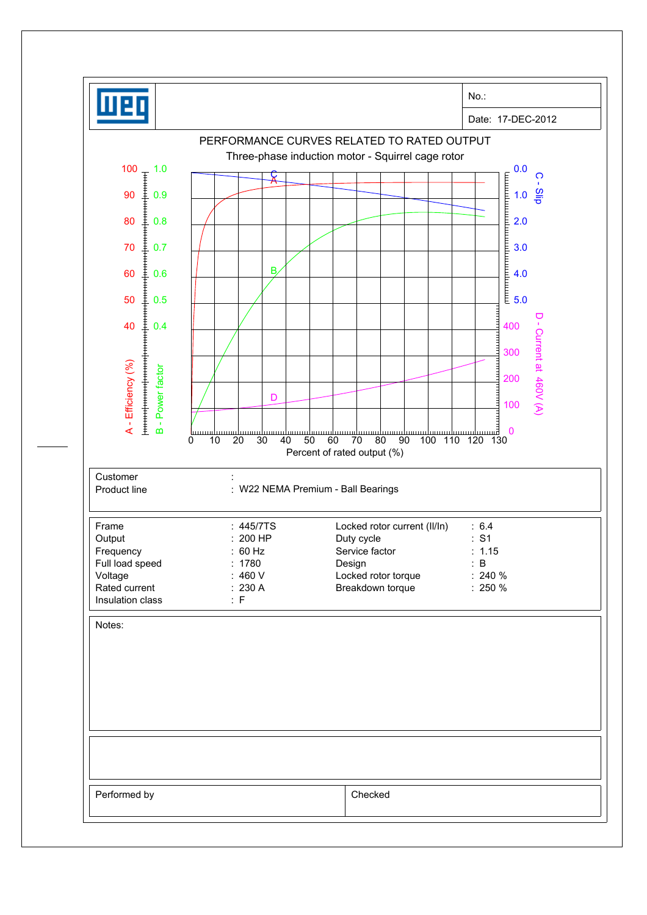| | No.: |
|---|---|
| | Date: 17-DEC-2012 |

# PERFORMANCE CURVES RELATED TO RATED OUTPUT

## Three-phase induction motor - Squirrel cage rotor

A - Efficiency (%) | B - Power factor | C - Slip | D - Current at 460V (A)

Percent of rated output (%)

| | | |
|---|---|---|
| Customer | : | |
| Product line | : | W22 NEMA Premium - Ball Bearings |

| | | | | |
|---|---|---|---|---|
| Frame | : 445/7TS | | Locked rotor current (Il/In) | : 6.4 |
| Output | : 200 HP | | Duty cycle | : S1 |
| Frequency | : 60 Hz | | Service factor | : 1.15 |
| Full load speed | : 1780 | | Design | : B |
| Voltage | : 460 V | | Locked rotor torque | : 240 % |
| Rated current | : 230 A | | Breakdown torque | : 250 % |
| Insulation class | : F | | | |

Notes:

| Performed by | Checked |
|---|---|
| | |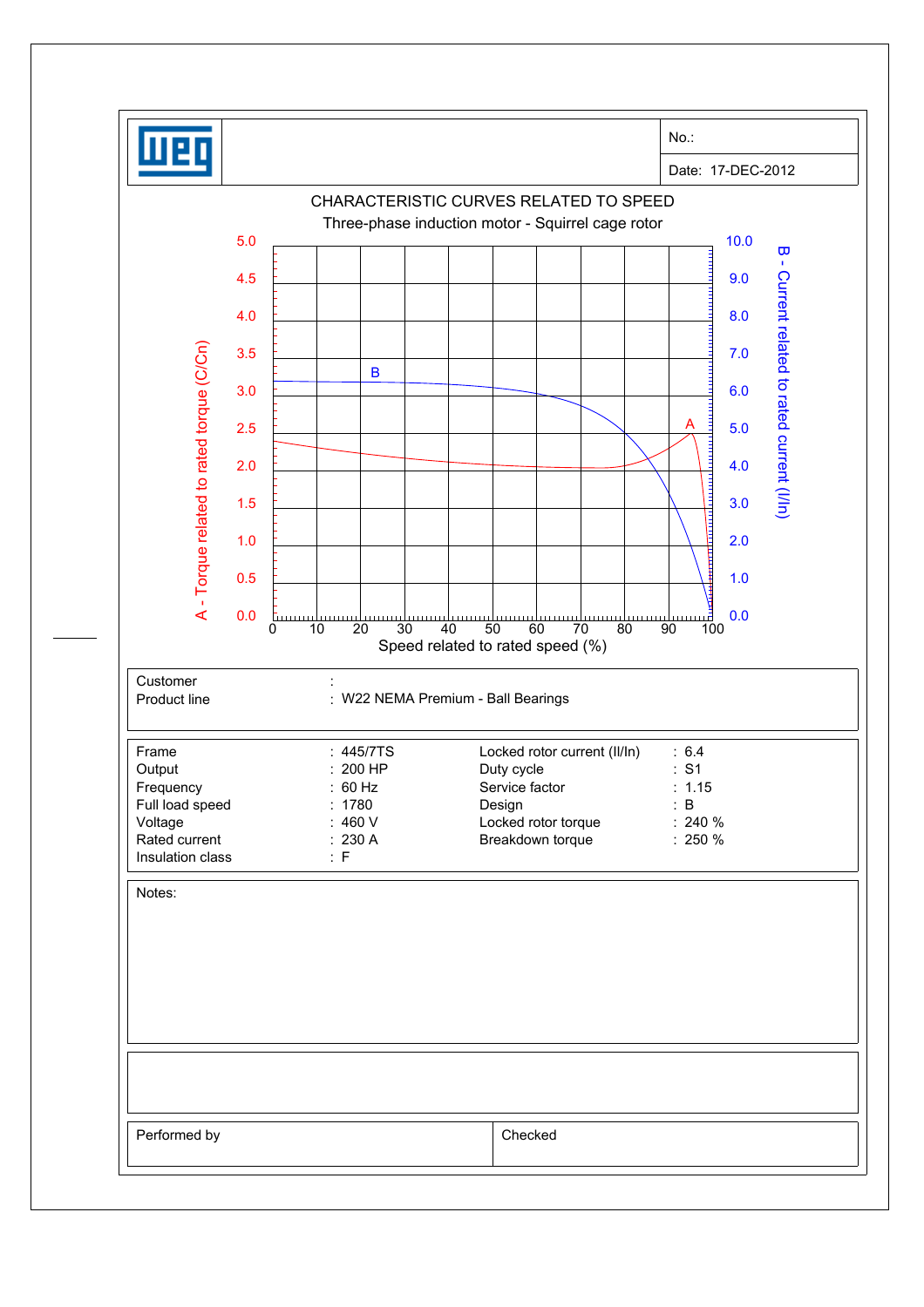| | No.: |
|---|---|
| | Date: 17-DEC-2012 |

## CHARACTERISTIC CURVES RELATED TO SPEED

Three-phase induction motor - Squirrel cage rotor

A - Torque related to rated torque (C/Cn)

B - Current related to rated current (I/In)

Speed related to rated speed (%)

| | |
|---|---|
| Customer | : |
| Product line | : W22 NEMA Premium - Ball Bearings |

| | | | |
|---|---|---|---|
| Frame | : 445/7TS | Locked rotor current (Il/In) | : 6.4 |
| Output | : 200 HP | Duty cycle | : S1 |
| Frequency | : 60 Hz | Service factor | : 1.15 |
| Full load speed | : 1780 | Design | : B |
| Voltage | : 460 V | Locked rotor torque | : 240 % |
| Rated current | : 230 A | Breakdown torque | : 250 % |
| Insulation class | : F | | |

Notes:

| Performed by | Checked |
|---|---|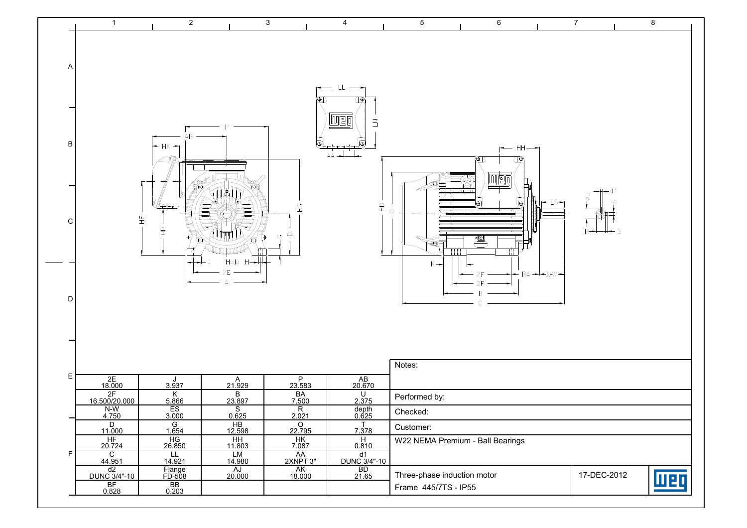| | | | | |
|---|---|---|---|---|
| 2E<br>18.000 | J<br>3.937 | A<br>21.929 | P<br>23.583 | AB<br>20.670 |
| 2F<br>16.500/20.000 | K<br>5.866 | B<br>23.897 | BA<br>7.500 | U<br>2.375 |
| N-W<br>4.750 | ES<br>3.000 | S<br>0.625 | R<br>2.021 | depth<br>0.625 |
| D<br>11.000 | G<br>1.654 | HB<br>12.598 | O<br>22.795 | T<br>7.378 |
| HF<br>20.724 | HG<br>26.850 | HH<br>11.803 | HK<br>7.087 | H<br>0.810 |
| C<br>44.951 | LL<br>14.921 | LM<br>14.980 | AA<br>2XNPT 3" | d1<br>DUNC 3/4"-10 |
| d2<br>DUNC 3/4"-10 | Flange<br>FD-508 | AJ<br>20.000 | AK<br>18.000 | BD<br>21.65 |
| BF<br>0.828 | BB<br>0.203 | | | |

Notes:

Performed by:

Checked:

Customer:

W22 NEMA Premium - Ball Bearings

Three-phase induction motor

Frame 445/7TS - IP55

17-DEC-2012

WEG